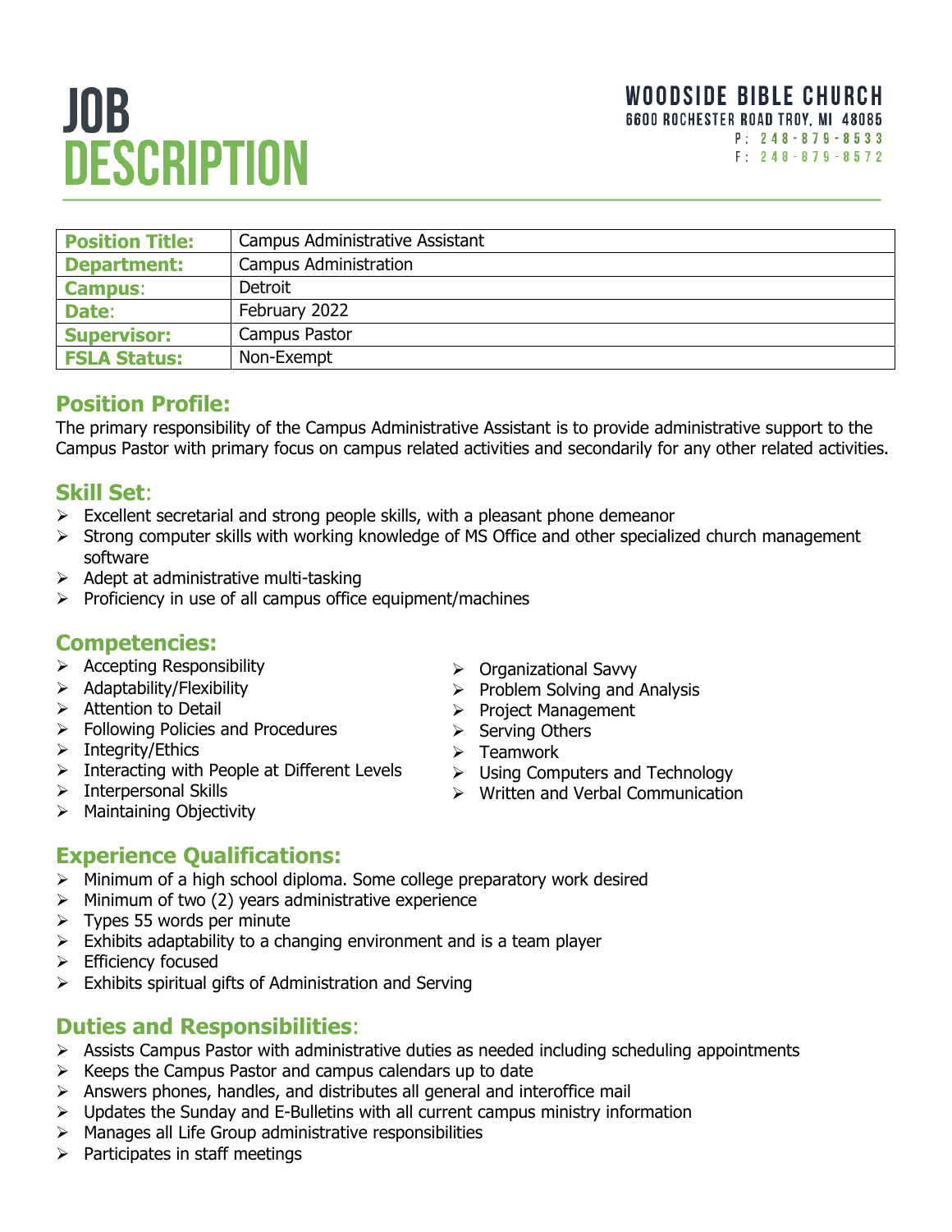# JOB DESCRIPTION

**WOODSIDE BIBLE CHURCH**
6600 ROCHESTER ROAD TROY, MI 48085
P: 248-879-8533
F: 248-879-8572

| **Position Title:** | Campus Administrative Assistant |
|---|---|
| **Department:** | Campus Administration |
| **Campus:** | Detroit |
| **Date:** | February 2022 |
| **Supervisor:** | Campus Pastor |
| **FSLA Status:** | Non-Exempt |

## Position Profile:

The primary responsibility of the Campus Administrative Assistant is to provide administrative support to the Campus Pastor with primary focus on campus related activities and secondarily for any other related activities.

## Skill Set:

- Excellent secretarial and strong people skills, with a pleasant phone demeanor
- Strong computer skills with working knowledge of MS Office and other specialized church management software
- Adept at administrative multi-tasking
- Proficiency in use of all campus office equipment/machines

## Competencies:

- Accepting Responsibility
- Adaptability/Flexibility
- Attention to Detail
- Following Policies and Procedures
- Integrity/Ethics
- Interacting with People at Different Levels
- Interpersonal Skills
- Maintaining Objectivity
- Organizational Savvy
- Problem Solving and Analysis
- Project Management
- Serving Others
- Teamwork
- Using Computers and Technology
- Written and Verbal Communication

## Experience Qualifications:

- Minimum of a high school diploma. Some college preparatory work desired
- Minimum of two (2) years administrative experience
- Types 55 words per minute
- Exhibits adaptability to a changing environment and is a team player
- Efficiency focused
- Exhibits spiritual gifts of Administration and Serving

## Duties and Responsibilities:

- Assists Campus Pastor with administrative duties as needed including scheduling appointments
- Keeps the Campus Pastor and campus calendars up to date
- Answers phones, handles, and distributes all general and interoffice mail
- Updates the Sunday and E-Bulletins with all current campus ministry information
- Manages all Life Group administrative responsibilities
- Participates in staff meetings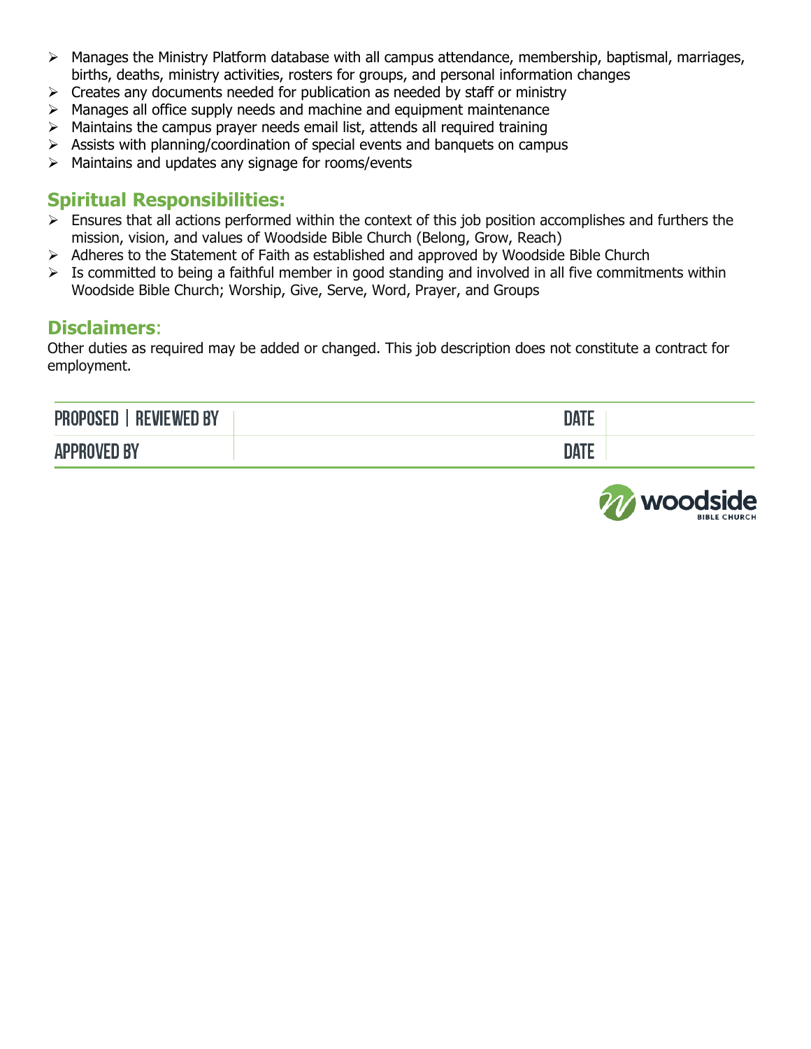- Manages the Ministry Platform database with all campus attendance, membership, baptismal, marriages, births, deaths, ministry activities, rosters for groups, and personal information changes
- Creates any documents needed for publication as needed by staff or ministry
- Manages all office supply needs and machine and equipment maintenance
- Maintains the campus prayer needs email list, attends all required training
- Assists with planning/coordination of special events and banquets on campus
- Maintains and updates any signage for rooms/events

## Spiritual Responsibilities:

- Ensures that all actions performed within the context of this job position accomplishes and furthers the mission, vision, and values of Woodside Bible Church (Belong, Grow, Reach)
- Adheres to the Statement of Faith as established and approved by Woodside Bible Church
- Is committed to being a faithful member in good standing and involved in all five commitments within Woodside Bible Church; Worship, Give, Serve, Word, Prayer, and Groups

## Disclaimers:

Other duties as required may be added or changed. This job description does not constitute a contract for employment.

| | | | |
|---|---|---|---|
| PROPOSED \| REVIEWED BY | | DATE | |
| APPROVED BY | | DATE | |

woodside
BIBLE CHURCH